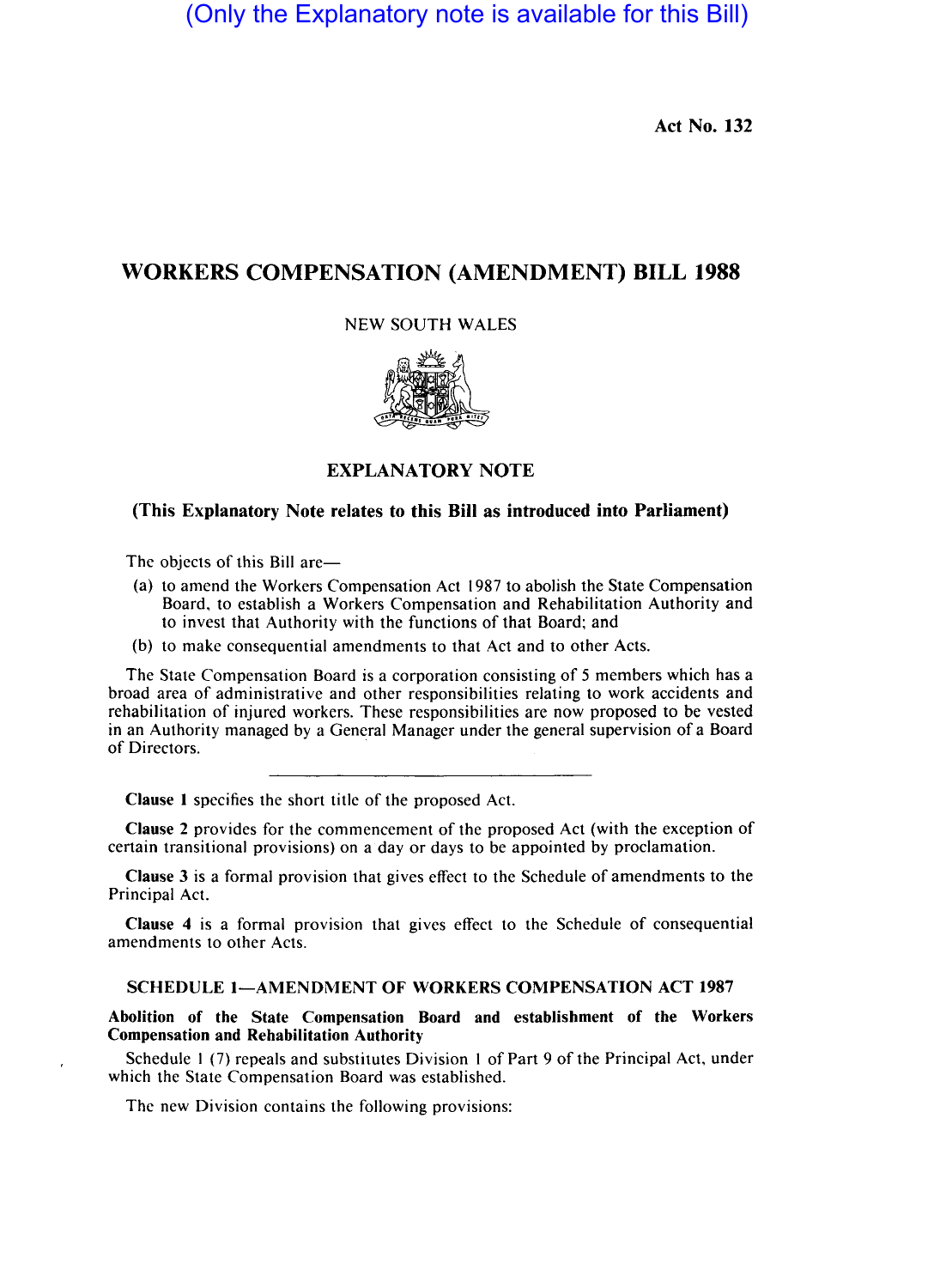(Only the Explanatory note is available for this Bill)

Act No. 132

# WORKERS COMPENSATION (AMENDMENT) BILL 1988

NEW SOUTH WALES

## EXPLANATORY NOTE

**(This Explanatory Note relates to this Bill as introduced into Parliament)**

The objects of this Bill are—

(a) to amend the Workers Compensation Act 1987 to abolish the State Compensation Board, to establish a Workers Compensation and Rehabilitation Authority and to invest that Authority with the functions of that Board; and

(b) to make consequential amendments to that Act and to other Acts.

The State Compensation Board is a corporation consisting of 5 members which has a broad area of administrative and other responsibilities relating to work accidents and rehabilitation of injured workers. These responsibilities are now proposed to be vested in an Authority managed by a General Manager under the general supervision of a Board of Directors.

---

**Clause 1** specifies the short title of the proposed Act.

**Clause 2** provides for the commencement of the proposed Act (with the exception of certain transitional provisions) on a day or days to be appointed by proclamation.

**Clause 3** is a formal provision that gives effect to the Schedule of amendments to the Principal Act.

**Clause 4** is a formal provision that gives effect to the Schedule of consequential amendments to other Acts.

### SCHEDULE 1—AMENDMENT OF WORKERS COMPENSATION ACT 1987

**Abolition of the State Compensation Board and establishment of the Workers Compensation and Rehabilitation Authority**

Schedule 1 (7) repeals and substitutes Division 1 of Part 9 of the Principal Act, under which the State Compensation Board was established.

The new Division contains the following provisions: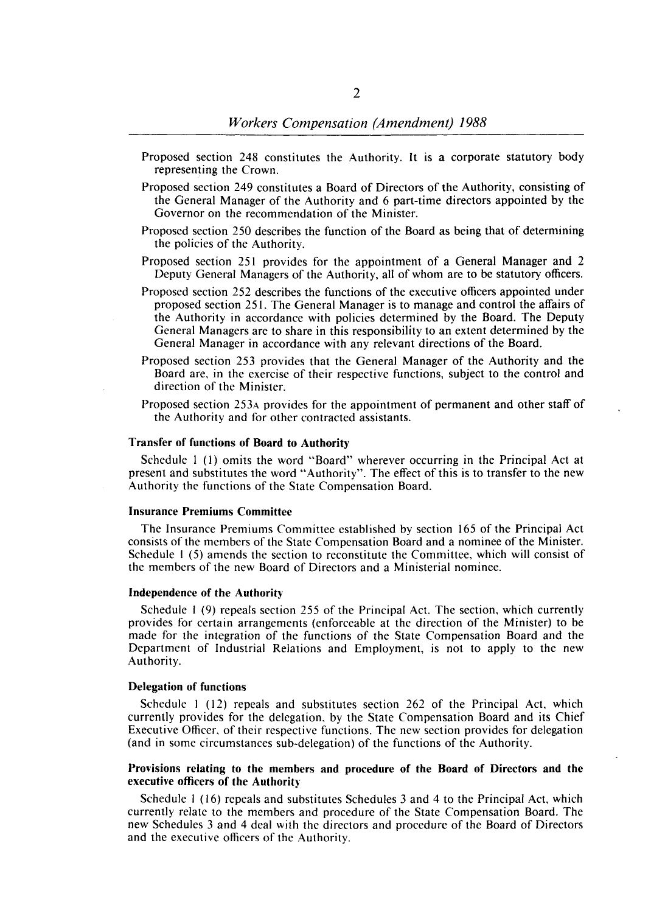Proposed section 248 constitutes the Authority. It is a corporate statutory body representing the Crown.

Proposed section 249 constitutes a Board of Directors of the Authority, consisting of the General Manager of the Authority and 6 part-time directors appointed by the Governor on the recommendation of the Minister.

Proposed section 250 describes the function of the Board as being that of determining the policies of the Authority.

Proposed section 251 provides for the appointment of a General Manager and 2 Deputy General Managers of the Authority, all of whom are to be statutory officers.

Proposed section 252 describes the functions of the executive officers appointed under proposed section 251. The General Manager is to manage and control the affairs of the Authority in accordance with policies determined by the Board. The Deputy General Managers are to share in this responsibility to an extent determined by the General Manager in accordance with any relevant directions of the Board.

Proposed section 253 provides that the General Manager of the Authority and the Board are, in the exercise of their respective functions, subject to the control and direction of the Minister.

Proposed section 253A provides for the appointment of permanent and other staff of the Authority and for other contracted assistants.

**Transfer of functions of Board to Authority**

Schedule 1 (1) omits the word "Board" wherever occurring in the Principal Act at present and substitutes the word "Authority". The effect of this is to transfer to the new Authority the functions of the State Compensation Board.

**Insurance Premiums Committee**

The Insurance Premiums Committee established by section 165 of the Principal Act consists of the members of the State Compensation Board and a nominee of the Minister. Schedule 1 (5) amends the section to reconstitute the Committee, which will consist of the members of the new Board of Directors and a Ministerial nominee.

**Independence of the Authority**

Schedule 1 (9) repeals section 255 of the Principal Act. The section, which currently provides for certain arrangements (enforceable at the direction of the Minister) to be made for the integration of the functions of the State Compensation Board and the Department of Industrial Relations and Employment, is not to apply to the new Authority.

**Delegation of functions**

Schedule 1 (12) repeals and substitutes section 262 of the Principal Act, which currently provides for the delegation, by the State Compensation Board and its Chief Executive Officer, of their respective functions. The new section provides for delegation (and in some circumstances sub-delegation) of the functions of the Authority.

**Provisions relating to the members and procedure of the Board of Directors and the executive officers of the Authority**

Schedule 1 (16) repeals and substitutes Schedules 3 and 4 to the Principal Act, which currently relate to the members and procedure of the State Compensation Board. The new Schedules 3 and 4 deal with the directors and procedure of the Board of Directors and the executive officers of the Authority.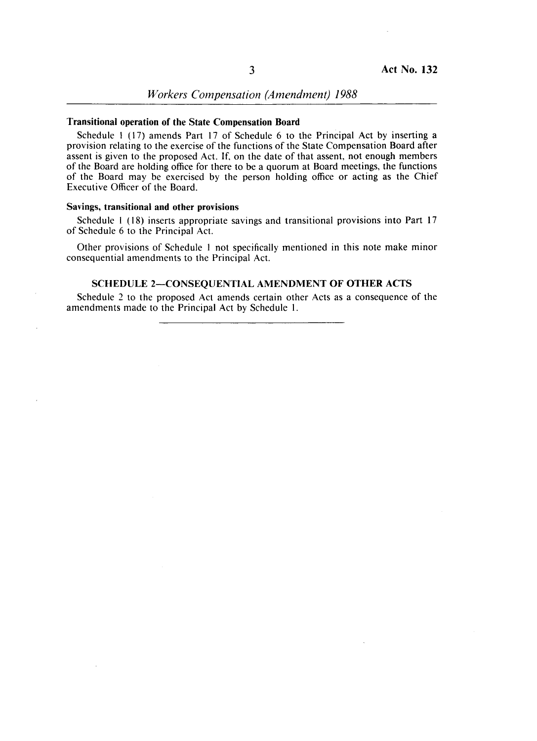**Transitional operation of the State Compensation Board**

Schedule 1 (17) amends Part 17 of Schedule 6 to the Principal Act by inserting a provision relating to the exercise of the functions of the State Compensation Board after assent is given to the proposed Act. If, on the date of that assent, not enough members of the Board are holding office for there to be a quorum at Board meetings, the functions of the Board may be exercised by the person holding office or acting as the Chief Executive Officer of the Board.

**Savings, transitional and other provisions**

Schedule 1 (18) inserts appropriate savings and transitional provisions into Part 17 of Schedule 6 to the Principal Act.

Other provisions of Schedule 1 not specifically mentioned in this note make minor consequential amendments to the Principal Act.

## SCHEDULE 2—CONSEQUENTIAL AMENDMENT OF OTHER ACTS

Schedule 2 to the proposed Act amends certain other Acts as a consequence of the amendments made to the Principal Act by Schedule 1.